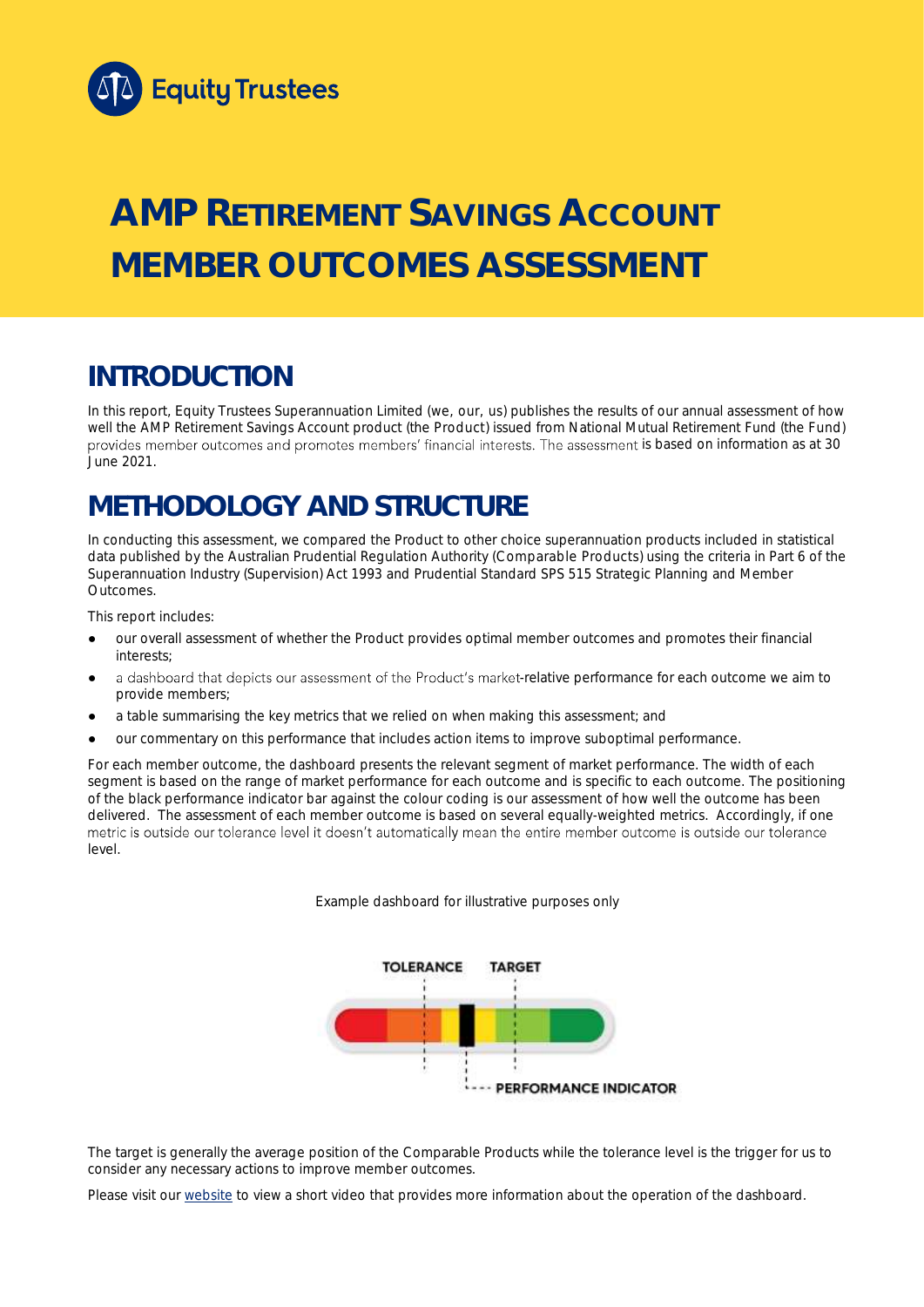Equity Trustees

# AMP RETIREMENT SAVINGS ACCOUNT MEMBER OUTCOMES ASSESSMENT

## INTRODUCTION

In this report, Equity Trustees Superannuation Limited (we, our, us) publishes the results of our annual assessment of how well the AMP Retirement Savings Account product (the Product) issued from National Mutual Retirement Fund (the Fund) provides member outcomes and promotes members' financial interests. The assessment is based on information as at 30 June 2021.

## METHODOLOGY AND STRUCTURE

In conducting this assessment, we compared the Product to other choice superannuation products included in statistical data published by the Australian Prudential Regulation Authority (Comparable Products) using the criteria in Part 6 of the Superannuation Industry (Supervision) Act 1993 and Prudential Standard SPS 515 Strategic Planning and Member Outcomes.

This report includes:

- our overall assessment of whether the Product provides optimal member outcomes and promotes their financial interests;
- a dashboard that depicts our assessment of the Product's market-relative performance for each outcome we aim to provide members;
- a table summarising the key metrics that we relied on when making this assessment; and
- our commentary on this performance that includes action items to improve suboptimal performance.

For each member outcome, the dashboard presents the relevant segment of market performance. The width of each segment is based on the range of market performance for each outcome and is specific to each outcome. The positioning of the black performance indicator bar against the colour coding is our assessment of how well the outcome has been delivered. The assessment of each member outcome is based on several equally-weighted metrics. Accordingly, if one metric is outside our tolerance level it doesn't automatically mean the entire member outcome is outside our tolerance level.

Example dashboard for illustrative purposes only

TOLERANCE TARGET

PERFORMANCE INDICATOR

The target is generally the average position of the Comparable Products while the tolerance level is the trigger for us to consider any necessary actions to improve member outcomes.

Please visit our website to view a short video that provides more information about the operation of the dashboard.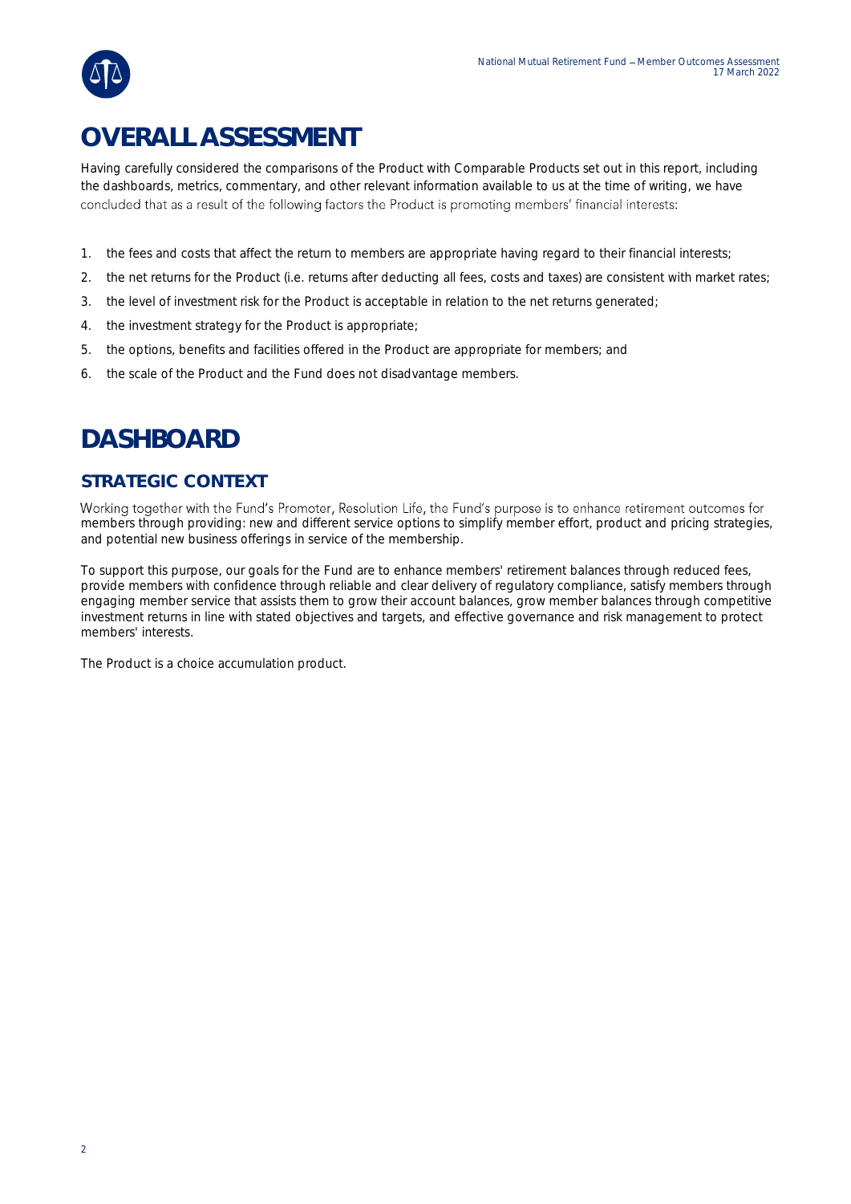# OVERALL ASSESSMENT

Having carefully considered the comparisons of the Product with Comparable Products set out in this report, including the dashboards, metrics, commentary, and other relevant information available to us at the time of writing, we have concluded that as a result of the following factors the Product is promoting members' financial interests:

1. the fees and costs that affect the return to members are appropriate having regard to their financial interests;
2. the net returns for the Product (i.e. returns after deducting all fees, costs and taxes) are consistent with market rates;
3. the level of investment risk for the Product is acceptable in relation to the net returns generated;
4. the investment strategy for the Product is appropriate;
5. the options, benefits and facilities offered in the Product are appropriate for members; and
6. the scale of the Product and the Fund does not disadvantage members.

# DASHBOARD

## STRATEGIC CONTEXT

Working together with the Fund's Promoter, Resolution Life, the Fund's purpose is to enhance retirement outcomes for members through providing: new and different service options to simplify member effort, product and pricing strategies, and potential new business offerings in service of the membership.

To support this purpose, our goals for the Fund are to enhance members' retirement balances through reduced fees, provide members with confidence through reliable and clear delivery of regulatory compliance, satisfy members through engaging member service that assists them to grow their account balances, grow member balances through competitive investment returns in line with stated objectives and targets, and effective governance and risk management to protect members' interests.

The Product is a choice accumulation product.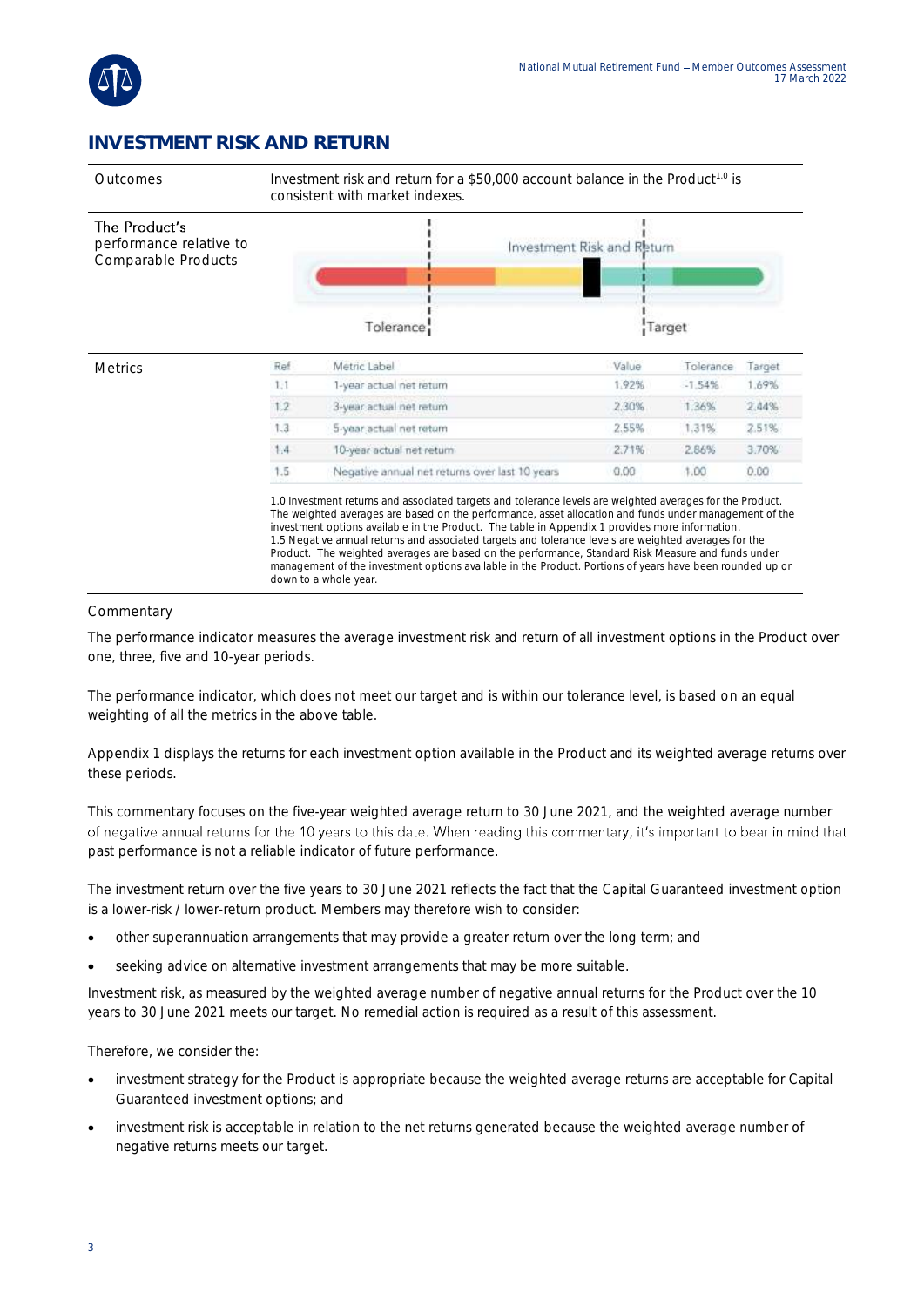## INVESTMENT RISK AND RETURN

| | |
|---|---|
| Outcomes | Investment risk and return for a $50,000 account balance in the Product[1.0] is consistent with market indexes. |
| The Product's performance relative to Comparable Products | Investment Risk and Return — Tolerance / Target |

**Metrics**

| Ref | Metric Label | Value | Tolerance | Target |
|---|---|---|---|---|
| 1.1 | 1-year actual net return | 1.92% | -1.54% | 1.69% |
| 1.2 | 3-year actual net return | 2.30% | 1.36% | 2.44% |
| 1.3 | 5-year actual net return | 2.55% | 1.31% | 2.51% |
| 1.4 | 10-year actual net return | 2.71% | 2.86% | 3.70% |
| 1.5 | Negative annual net returns over last 10 years | 0.00 | 1.00 | 0.00 |

1.0 Investment returns and associated targets and tolerance levels are weighted averages for the Product. The weighted averages are based on the performance, asset allocation and funds under management of the investment options available in the Product. The table in Appendix 1 provides more information.
1.5 Negative annual returns and associated targets and tolerance levels are weighted averages for the Product. The weighted averages are based on the performance, Standard Risk Measure and funds under management of the investment options available in the Product. Portions of years have been rounded up or down to a whole year.

### Commentary

The performance indicator measures the average investment risk and return of all investment options in the Product over one, three, five and 10-year periods.

The performance indicator, which does not meet our target and is within our tolerance level, is based on an equal weighting of all the metrics in the above table.

Appendix 1 displays the returns for each investment option available in the Product and its weighted average returns over these periods.

This commentary focuses on the five-year weighted average return to 30 June 2021, and the weighted average number of negative annual returns for the 10 years to this date. When reading this commentary, it's important to bear in mind that past performance is not a reliable indicator of future performance.

The investment return over the five years to 30 June 2021 reflects the fact that the Capital Guaranteed investment option is a lower-risk / lower-return product. Members may therefore wish to consider:

- other superannuation arrangements that may provide a greater return over the long term; and
- seeking advice on alternative investment arrangements that may be more suitable.

Investment risk, as measured by the weighted average number of negative annual returns for the Product over the 10 years to 30 June 2021 meets our target. No remedial action is required as a result of this assessment.

Therefore, we consider the:

- investment strategy for the Product is appropriate because the weighted average returns are acceptable for Capital Guaranteed investment options; and
- investment risk is acceptable in relation to the net returns generated because the weighted average number of negative returns meets our target.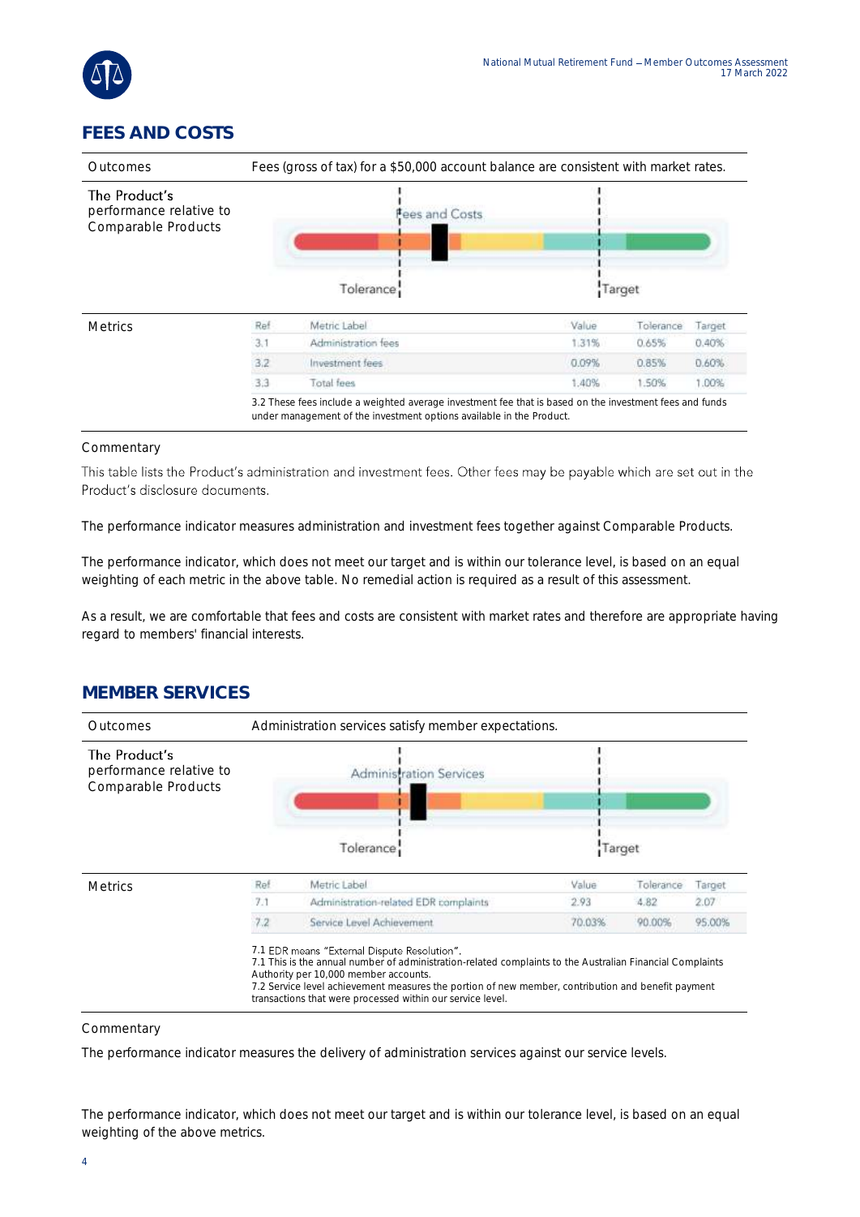## FEES AND COSTS

| Outcomes | Fees (gross of tax) for a $50,000 account balance are consistent with market rates. |
|---|---|
| The Product's performance relative to Comparable Products | Fees and Costs — Tolerance — Target |

**Metrics**

| Ref | Metric Label | Value | Tolerance | Target |
|---|---|---|---|---|
| 3.1 | Administration fees | 1.31% | 0.65% | 0.40% |
| 3.2 | Investment fees | 0.09% | 0.85% | 0.60% |
| 3.3 | Total fees | 1.40% | 1.50% | 1.00% |

3.2 These fees include a weighted average investment fee that is based on the investment fees and funds under management of the investment options available in the Product.

Commentary

This table lists the Product's administration and investment fees. Other fees may be payable which are set out in the Product's disclosure documents.

The performance indicator measures administration and investment fees together against Comparable Products.

The performance indicator, which does not meet our target and is within our tolerance level, is based on an equal weighting of each metric in the above table. No remedial action is required as a result of this assessment.

As a result, we are comfortable that fees and costs are consistent with market rates and therefore are appropriate having regard to members' financial interests.

## MEMBER SERVICES

| Outcomes | Administration services satisfy member expectations. |
|---|---|
| The Product's performance relative to Comparable Products | Administration Services — Tolerance — Target |

**Metrics**

| Ref | Metric Label | Value | Tolerance | Target |
|---|---|---|---|---|
| 7.1 | Administration-related EDR complaints | 2.93 | 4.82 | 2.07 |
| 7.2 | Service Level Achievement | 70.03% | 90.00% | 95.00% |

7.1 EDR means "External Dispute Resolution".
7.1 This is the annual number of administration-related complaints to the Australian Financial Complaints Authority per 10,000 member accounts.
7.2 Service level achievement measures the portion of new member, contribution and benefit payment transactions that were processed within our service level.

Commentary

The performance indicator measures the delivery of administration services against our service levels.

The performance indicator, which does not meet our target and is within our tolerance level, is based on an equal weighting of the above metrics.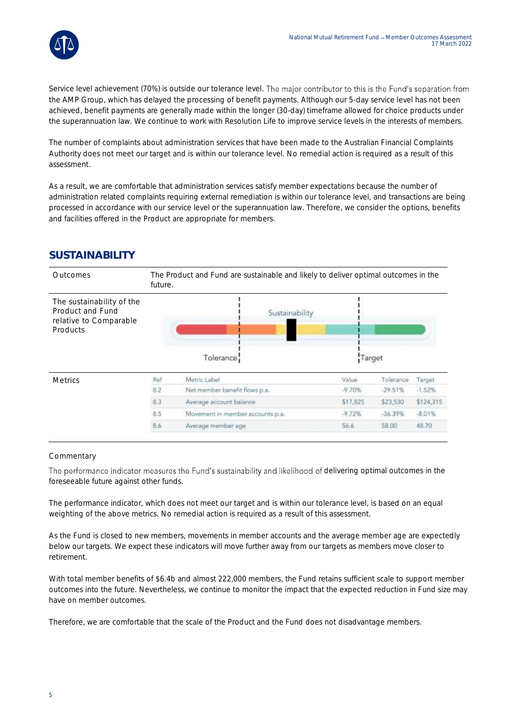Service level achievement (70%) is outside our tolerance level. The major contributor to this is the Fund's separation from the AMP Group, which has delayed the processing of benefit payments. Although our 5-day service level has not been achieved, benefit payments are generally made within the longer (30-day) timeframe allowed for choice products under the superannuation law. We continue to work with Resolution Life to improve service levels in the interests of members.

The number of complaints about administration services that have been made to the Australian Financial Complaints Authority does not meet our target and is within our tolerance level. No remedial action is required as a result of this assessment.

As a result, we are comfortable that administration services satisfy member expectations because the number of administration related complaints requiring external remediation is within our tolerance level, and transactions are being processed in accordance with our service level or the superannuation law. Therefore, we consider the options, benefits and facilities offered in the Product are appropriate for members.

## SUSTAINABILITY

| Outcomes | The Product and Fund are sustainable and likely to deliver optimal outcomes in the future. |
|---|---|
| The sustainability of the Product and Fund relative to Comparable Products | Sustainability (Tolerance / Target) |

**Metrics**

| Ref | Metric Label | Value | Tolerance | Target |
|---|---|---|---|---|
| 8.2 | Net member benefit flows p.a. | -9.70% | -29.51% | -1.52% |
| 8.3 | Average account balance | $17,825 | $23,530 | $124,315 |
| 8.5 | Movement in member accounts p.a. | -9.72% | -36.39% | -8.01% |
| 8.6 | Average member age | 56.6 | 58.00 | 48.70 |

Commentary

The performance indicator measures the Fund's sustainability and likelihood of delivering optimal outcomes in the foreseeable future against other funds.

The performance indicator, which does not meet our target and is within our tolerance level, is based on an equal weighting of the above metrics. No remedial action is required as a result of this assessment.

As the Fund is closed to new members, movements in member accounts and the average member age are expectedly below our targets. We expect these indicators will move further away from our targets as members move closer to retirement.

With total member benefits of $6.4b and almost 222,000 members, the Fund retains sufficient scale to support member outcomes into the future. Nevertheless, we continue to monitor the impact that the expected reduction in Fund size may have on member outcomes.

Therefore, we are comfortable that the scale of the Product and the Fund does not disadvantage members.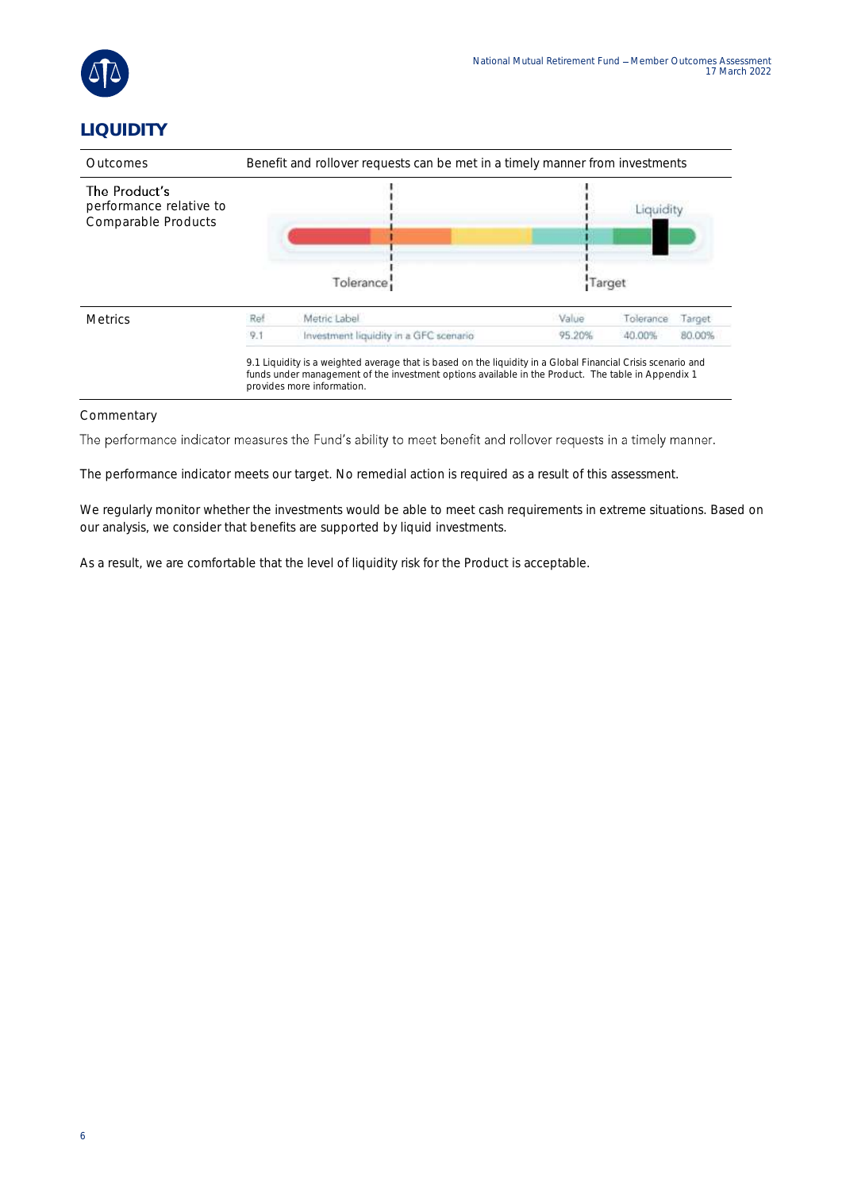## LIQUIDITY

| Outcomes | Benefit and rollover requests can be met in a timely manner from investments |
|---|---|
| The Product's performance relative to Comparable Products | Tolerance · Target · Liquidity |

**Metrics**

| Ref | Metric Label | Value | Tolerance | Target |
|---|---|---|---|---|
| 9.1 | Investment liquidity in a GFC scenario | 95.20% | 40.00% | 80.00% |

9.1 Liquidity is a weighted average that is based on the liquidity in a Global Financial Crisis scenario and funds under management of the investment options available in the Product. The table in Appendix 1 provides more information.

### Commentary

The performance indicator measures the Fund's ability to meet benefit and rollover requests in a timely manner.

The performance indicator meets our target. No remedial action is required as a result of this assessment.

We regularly monitor whether the investments would be able to meet cash requirements in extreme situations. Based on our analysis, we consider that benefits are supported by liquid investments.

As a result, we are comfortable that the level of liquidity risk for the Product is acceptable.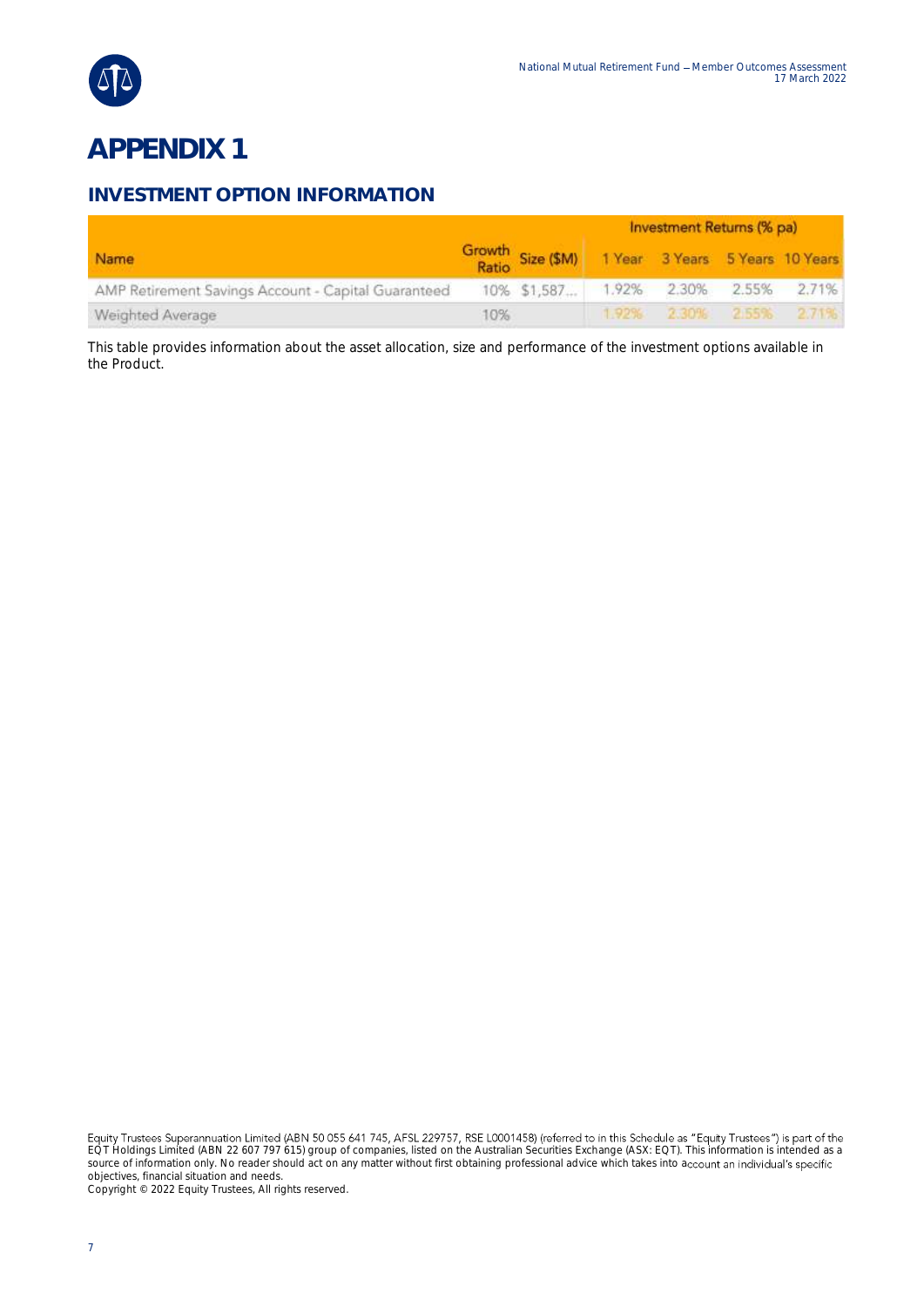# APPENDIX 1

## INVESTMENT OPTION INFORMATION

| Name | Growth Ratio | Size ($M) | Investment Returns (% pa) | | | |
|---|---|---|---|---|---|---|
| | | | 1 Year | 3 Years | 5 Years | 10 Years |
| AMP Retirement Savings Account - Capital Guaranteed | 10% | $1,587... | 1.92% | 2.30% | 2.55% | 2.71% |
| Weighted Average | 10% | | 1.92% | 2.30% | 2.55% | 2.71% |

This table provides information about the asset allocation, size and performance of the investment options available in the Product.

Equity Trustees Superannuation Limited (ABN 50 055 641 745, AFSL 229757, RSE L0001458) (referred to in this Schedule as "Equity Trustees") is part of the EQT Holdings Limited (ABN 22 607 797 615) group of companies, listed on the Australian Securities Exchange (ASX: EQT). This information is intended as a source of information only. No reader should act on any matter without first obtaining professional advice which takes into account an individual's specific objectives, financial situation and needs.
Copyright © 2022 Equity Trustees, All rights reserved.